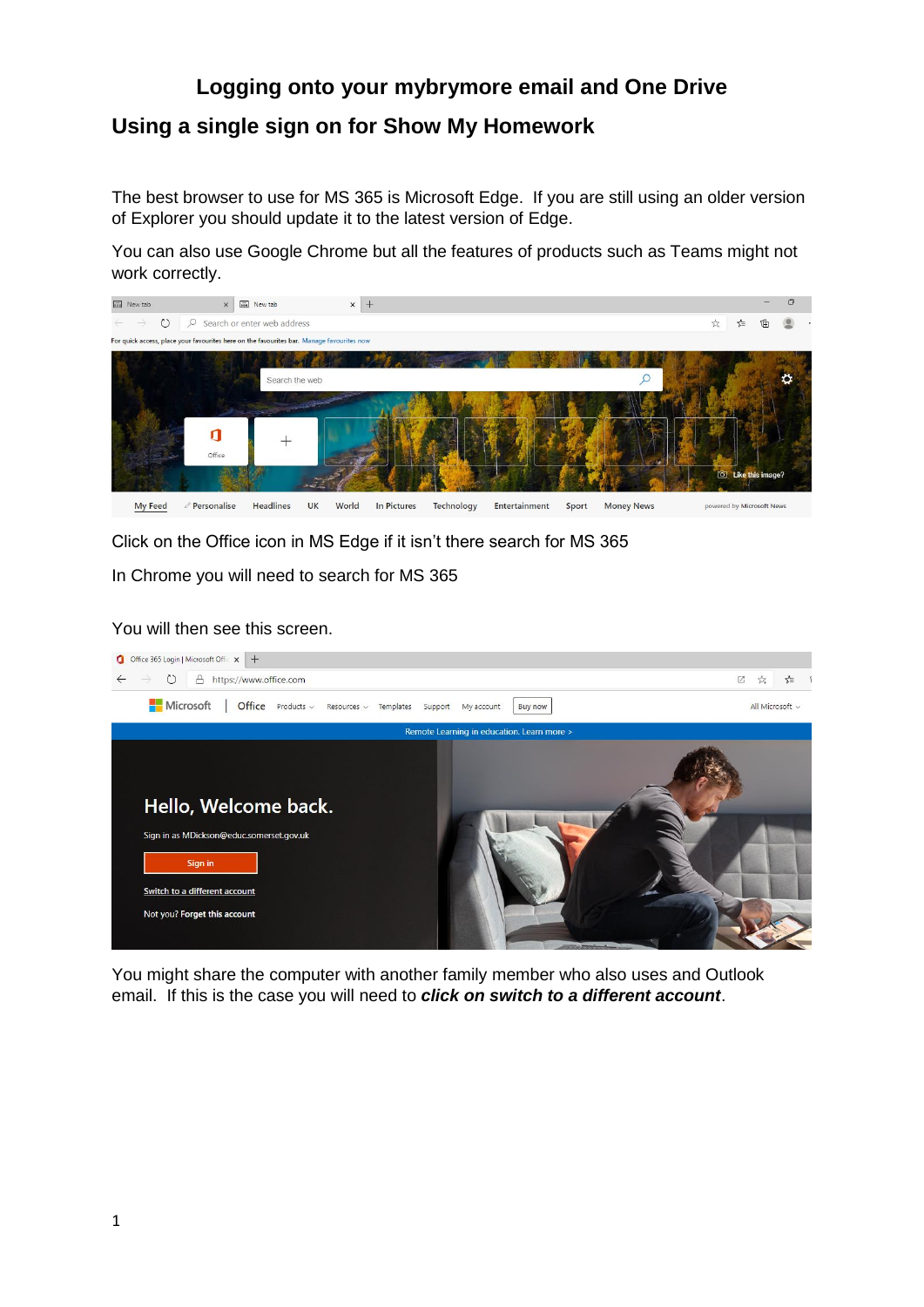# Logging onto your mybrymore email and One Drive

## Using a single sign on for Show My Homework

The best browser to use for MS 365 is Microsoft Edge. If you are still using an older version of Explorer you should update it to the latest version of Edge.

You can also use Google Chrome but all the features of products such as Teams might not work correctly.

Click on the Office icon in MS Edge if it isn't there search for MS 365

In Chrome you will need to search for MS 365

You will then see this screen.

You might share the computer with another family member who also uses and Outlook email. If this is the case you will need to ***click on switch to a different account***.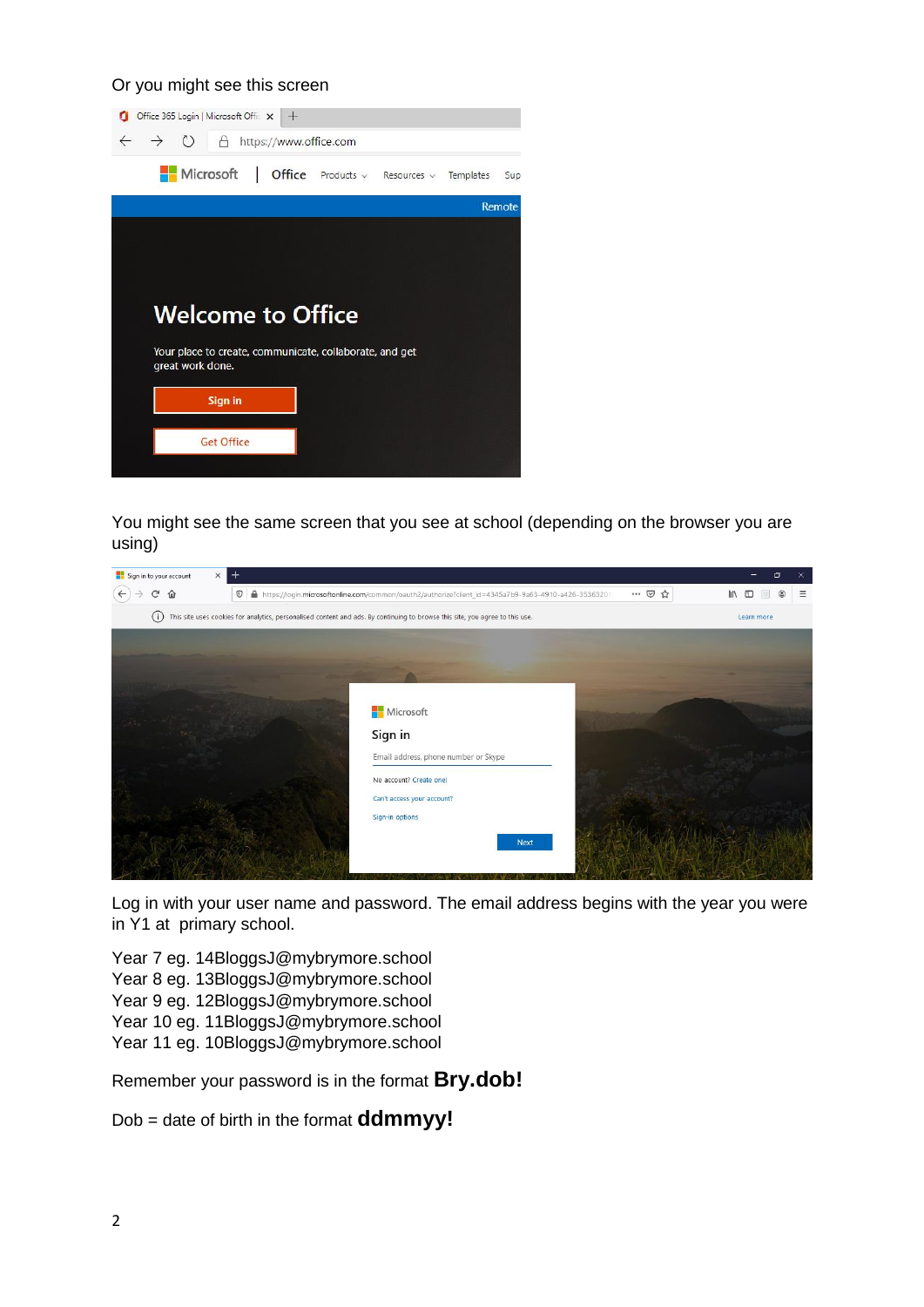Or you might see this screen

You might see the same screen that you see at school (depending on the browser you are using)

Log in with your user name and password. The email address begins with the year you were in Y1 at primary school.

Year 7 eg. 14BloggsJ@mybrymore.school
Year 8 eg. 13BloggsJ@mybrymore.school
Year 9 eg. 12BloggsJ@mybrymore.school
Year 10 eg. 11BloggsJ@mybrymore.school
Year 11 eg. 10BloggsJ@mybrymore.school

Remember your password is in the format **Bry.dob!**

Dob = date of birth in the format **ddmmyy!**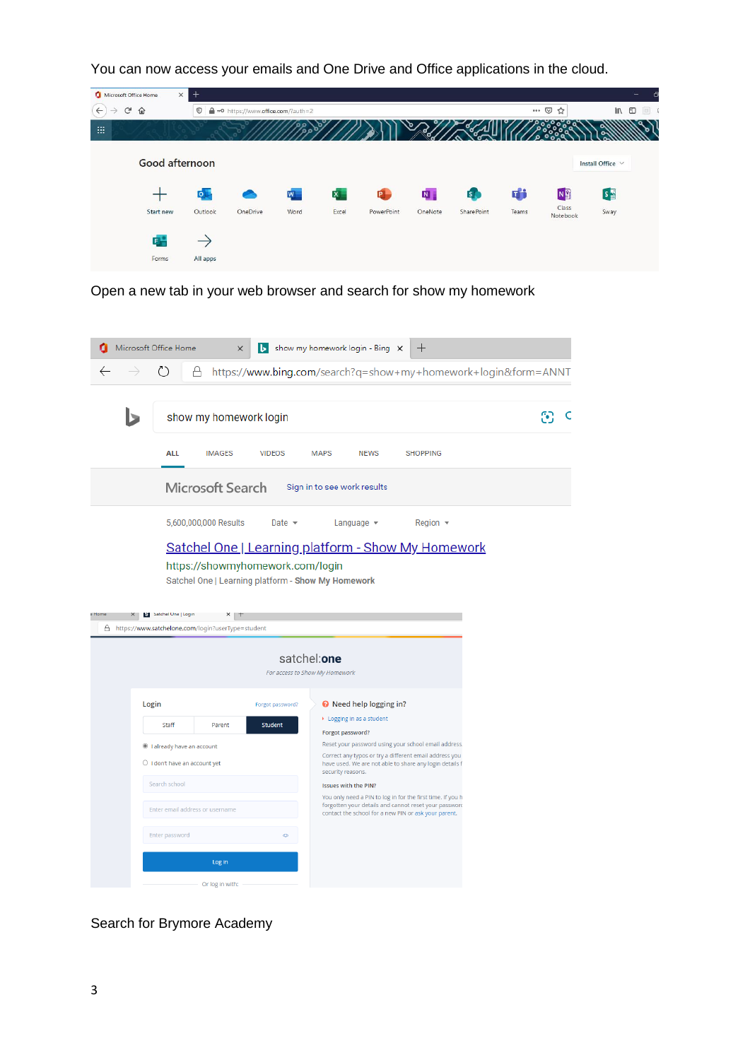You can now access your emails and One Drive and Office applications in the cloud.

Open a new tab in your web browser and search for show my homework

Search for Brymore Academy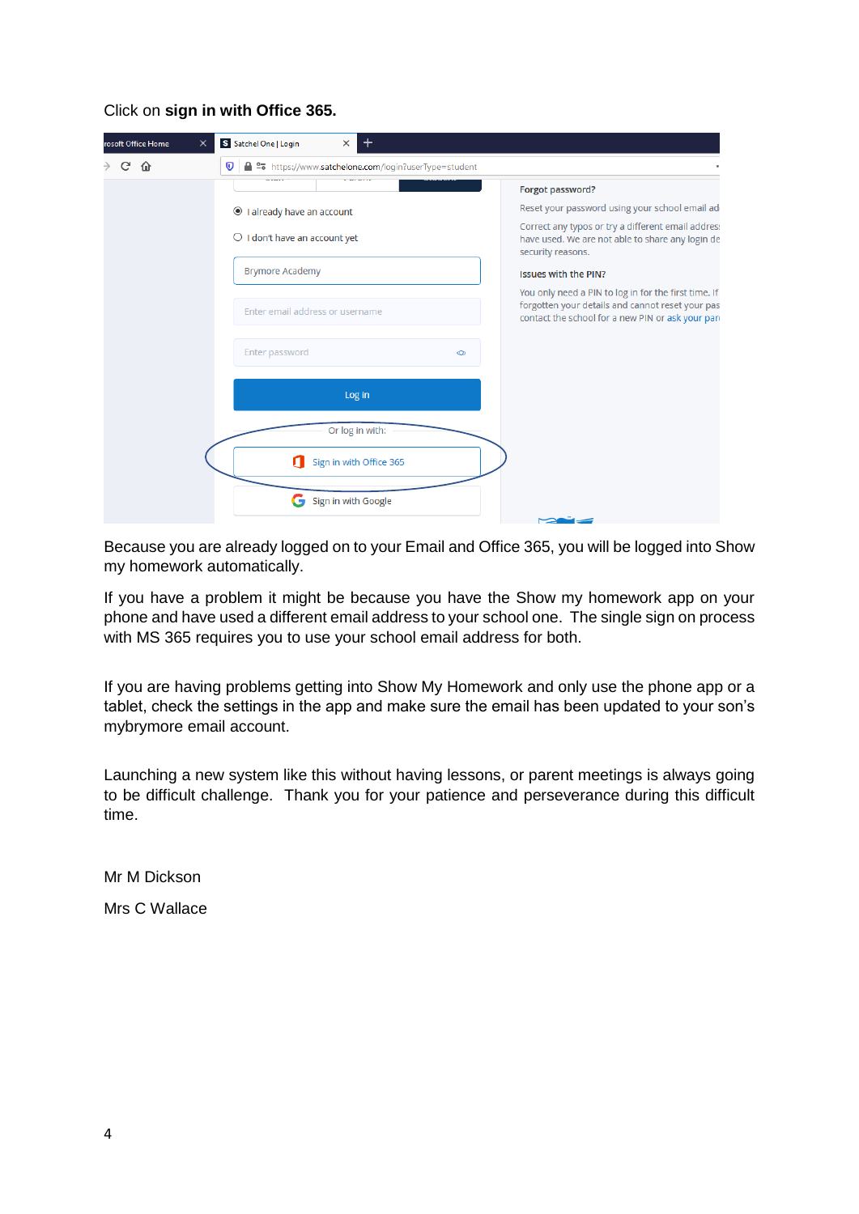Click on **sign in with Office 365.**

Because you are already logged on to your Email and Office 365, you will be logged into Show my homework automatically.

If you have a problem it might be because you have the Show my homework app on your phone and have used a different email address to your school one. The single sign on process with MS 365 requires you to use your school email address for both.

If you are having problems getting into Show My Homework and only use the phone app or a tablet, check the settings in the app and make sure the email has been updated to your son's mybrymore email account.

Launching a new system like this without having lessons, or parent meetings is always going to be difficult challenge. Thank you for your patience and perseverance during this difficult time.

Mr M Dickson

Mrs C Wallace